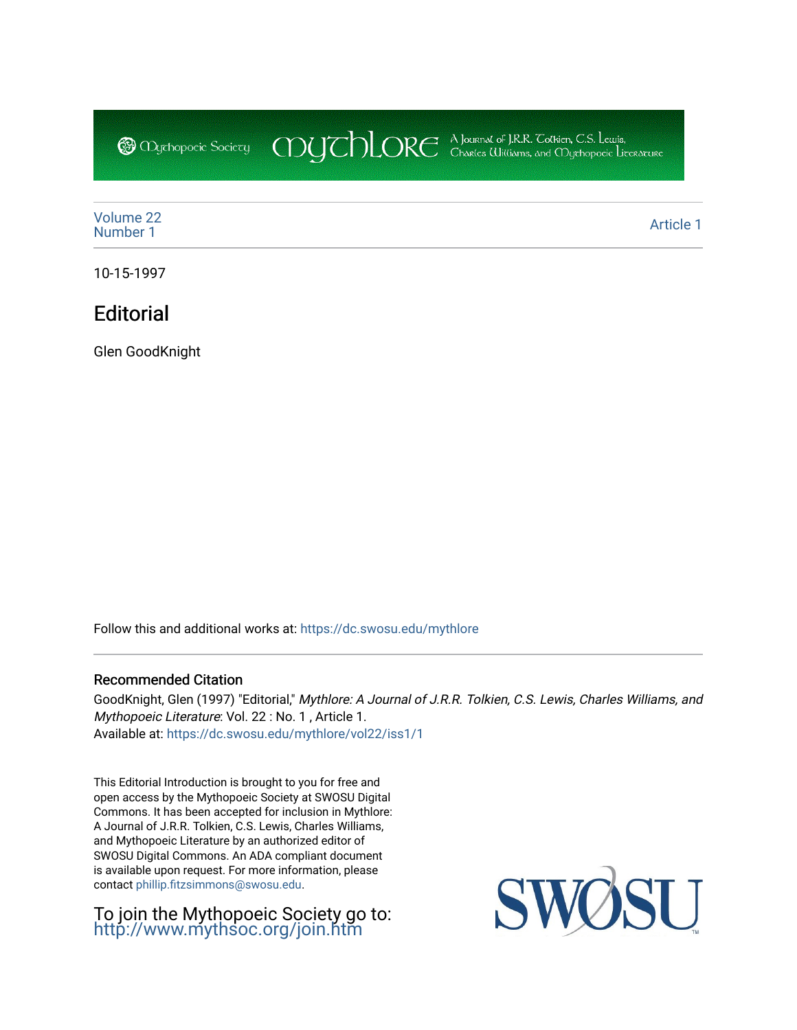Volume 22
Number 1

Article 1

10-15-1997

# Editorial

Glen GoodKnight

Follow this and additional works at: https://dc.swosu.edu/mythlore

## Recommended Citation

GoodKnight, Glen (1997) "Editorial," *Mythlore: A Journal of J.R.R. Tolkien, C.S. Lewis, Charles Williams, and Mythopoeic Literature*: Vol. 22 : No. 1 , Article 1.
Available at: https://dc.swosu.edu/mythlore/vol22/iss1/1

This Editorial Introduction is brought to you for free and open access by the Mythopoeic Society at SWOSU Digital Commons. It has been accepted for inclusion in Mythlore: A Journal of J.R.R. Tolkien, C.S. Lewis, Charles Williams, and Mythopoeic Literature by an authorized editor of SWOSU Digital Commons. An ADA compliant document is available upon request. For more information, please contact phillip.fitzsimmons@swosu.edu.

To join the Mythopoeic Society go to: http://www.mythsoc.org/join.htm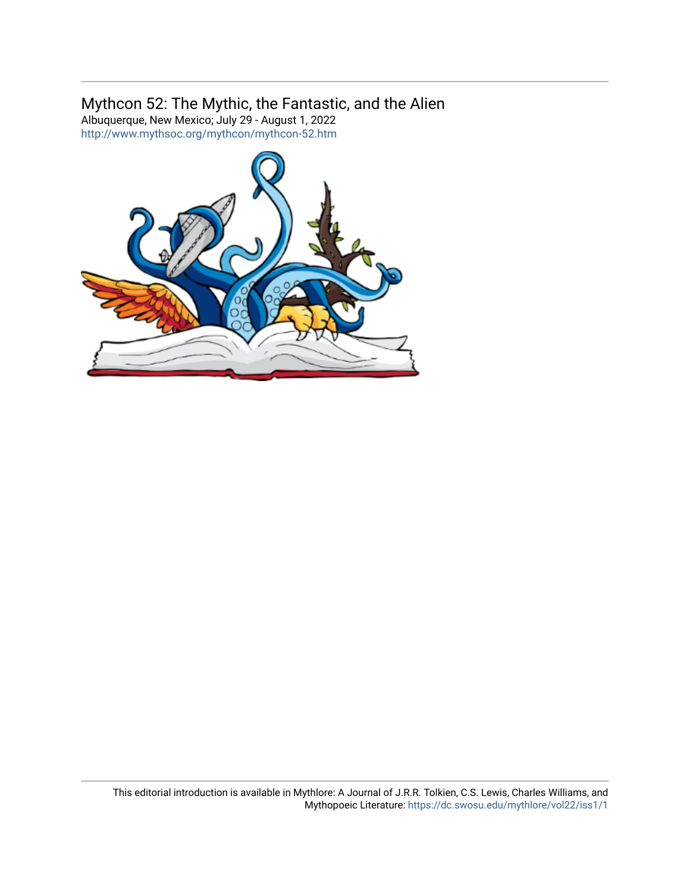Mythcon 52: The Mythic, the Fantastic, and the Alien

Albuquerque, New Mexico; July 29 - August 1, 2022

http://www.mythsoc.org/mythcon/mythcon-52.htm

This editorial introduction is available in Mythlore: A Journal of J.R.R. Tolkien, C.S. Lewis, Charles Williams, and Mythopoeic Literature: https://dc.swosu.edu/mythlore/vol22/iss1/1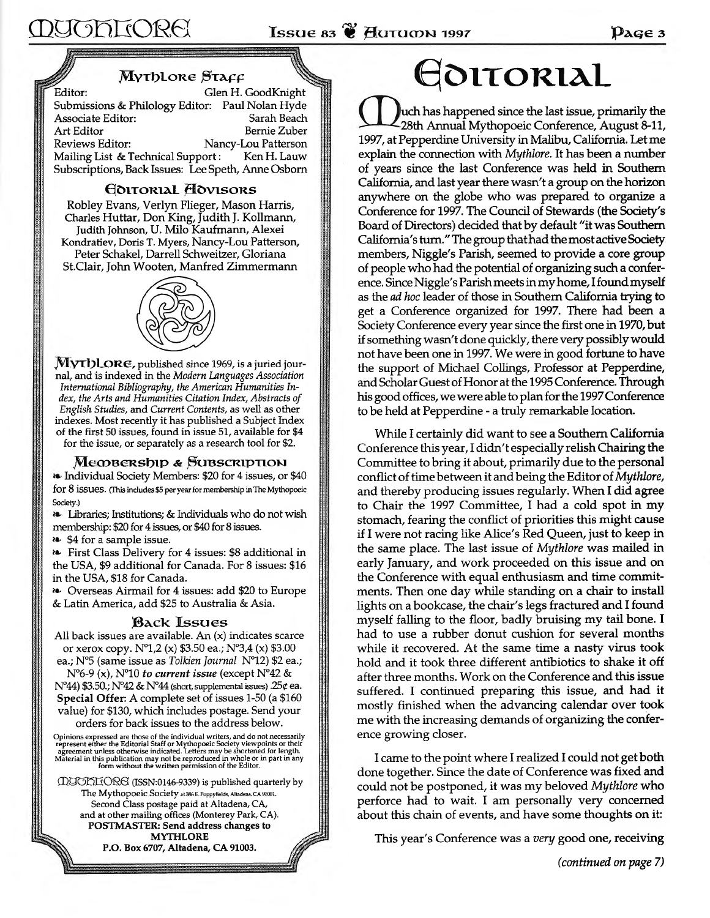## Mythlore Staff

Editor: Glen H. GoodKnight
Submissions & Philology Editor: Paul Nolan Hyde
Associate Editor: Sarah Beach
Art Editor: Bernie Zuber
Reviews Editor: Nancy-Lou Patterson
Mailing List & Technical Support: Ken H. Lauw
Subscriptions, Back Issues: Lee Speth, Anne Osborn

### Editorial Advisors

Robley Evans, Verlyn Flieger, Mason Harris, Charles Huttar, Don King, Judith J. Kollmann, Judith Johnson, U. Milo Kaufmann, Alexei Kondratiev, Doris T. Myers, Nancy-Lou Patterson, Peter Schakel, Darrell Schweitzer, Gloriana St.Clair, John Wooten, Manfred Zimmermann

**Mythlore**, published since 1969, is a juried journal, and is indexed in the *Modern Languages Association International Bibliography, the American Humanities Index, the Arts and Humanities Citation Index, Abstracts of English Studies,* and *Current Contents,* as well as other indexes. Most recently it has published a Subject Index of the first 50 issues, found in issue 51, available for $4 for the issue, or separately as a research tool for $2.

### Membership & Subscription

- Individual Society Members: $20 for 4 issues, or $40 for 8 issues. (This includes $5 per year for membership in The Mythopoeic Society.)
- Libraries; Institutions; & Individuals who do not wish membership: $20 for 4 issues, or $40 for 8 issues.
- $4 for a sample issue.
- First Class Delivery for 4 issues: $8 additional in the USA, $9 additional for Canada. For 8 issues: $16 in the USA, $18 for Canada.
- Overseas Airmail for 4 issues: add $20 to Europe & Latin America, add $25 to Australia & Asia.

### Back Issues

All back issues are available. An (x) indicates scarce or xerox copy. N°1,2 (x) $3.50 ea.; N°3,4 (x) $3.00 ea.; N°5 (same issue as *Tolkien Journal* N°12) $2 ea.; N°6-9 (x), N°10 *to current issue* (except N°42 & N°44) $3.50.; N°42 & N°44 (short, supplemental issues) .25¢ ea. **Special Offer:** A complete set of issues 1-50 (a $160 value) for $130, which includes postage. Send your orders for back issues to the address below.

Opinions expressed are those of the individual writers, and do not necessarily represent either the Editorial Staff or Mythopoeic Society viewpoints or their agreement unless otherwise indicated. Letters may be shortened for length. Material in this publication may not be reproduced in whole or in part in any form without the written permission of the Editor.

MYTHLORE (ISSN:0146-9339) is published quarterly by The Mythopoeic Society at 386 E. Poppyfields, Altadena, CA 91001. Second Class postage paid at Altadena, CA, and at other mailing offices (Monterey Park, CA).
**POSTMASTER: Send address changes to MYTHLORE P.O. Box 6707, Altadena, CA 91003.**

# Editorial

Much has happened since the last issue, primarily the 28th Annual Mythopoeic Conference, August 8-11, 1997, at Pepperdine University in Malibu, California. Let me explain the connection with *Mythlore*. It has been a number of years since the last Conference was held in Southern California, and last year there wasn't a group on the horizon anywhere on the globe who was prepared to organize a Conference for 1997. The Council of Stewards (the Society's Board of Directors) decided that by default "it was Southern California's turn." The group that had the most active Society members, Niggle's Parish, seemed to provide a core group of people who had the potential of organizing such a conference. Since Niggle's Parish meets in my home, I found myself as the *ad hoc* leader of those in Southern California trying to get a Conference organized for 1997. There had been a Society Conference every year since the first one in 1970, but if something wasn't done quickly, there very possibly would not have been one in 1997. We were in good fortune to have the support of Michael Collings, Professor at Pepperdine, and Scholar Guest of Honor at the 1995 Conference. Through his good offices, we were able to plan for the 1997 Conference to be held at Pepperdine - a truly remarkable location.

While I certainly did want to see a Southern California Conference this year, I didn't especially relish Chairing the Committee to bring it about, primarily due to the personal conflict of time between it and being the Editor of *Mythlore*, and thereby producing issues regularly. When I did agree to Chair the 1997 Committee, I had a cold spot in my stomach, fearing the conflict of priorities this might cause if I were not racing like Alice's Red Queen, just to keep in the same place. The last issue of *Mythlore* was mailed in early January, and work proceeded on this issue and on the Conference with equal enthusiasm and time commitments. Then one day while standing on a chair to install lights on a bookcase, the chair's legs fractured and I found myself falling to the floor, badly bruising my tail bone. I had to use a rubber donut cushion for several months while it recovered. At the same time a nasty virus took hold and it took three different antibiotics to shake it off after three months. Work on the Conference and this issue suffered. I continued preparing this issue, and had it mostly finished when the advancing calendar over took me with the increasing demands of organizing the conference growing closer.

I came to the point where I realized I could not get both done together. Since the date of Conference was fixed and could not be postponed, it was my beloved *Mythlore* who perforce had to wait. I am personally very concerned about this chain of events, and have some thoughts on it:

This year's Conference was a *very* good one, receiving

*(continued on page 7)*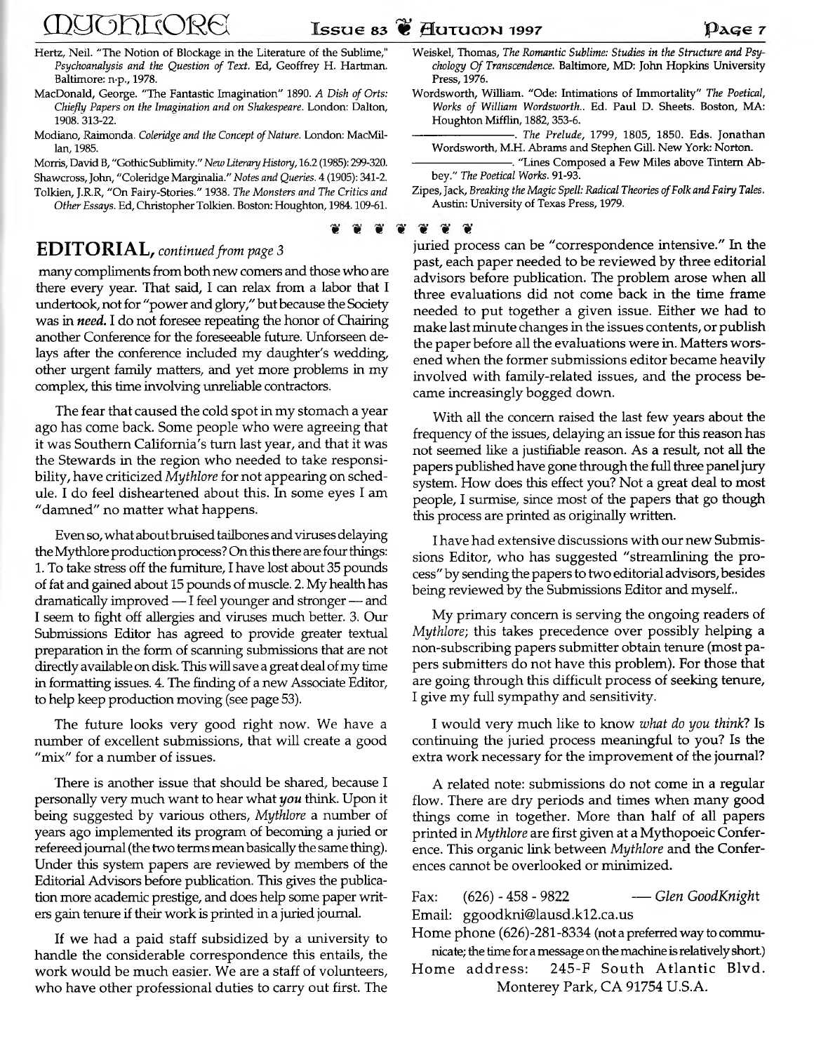Hertz, Neil. "The Notion of Blockage in the Literature of the Sublime," *Psychoanalysis and the Question of Text*. Ed, Geoffrey H. Hartman. Baltimore: n-p., 1978.

MacDonald, George. "The Fantastic Imagination" 1890. *A Dish of Orts: Chiefly Papers on the Imagination and on Shakespeare*. London: Dalton, 1908. 313-22.

Modiano, Raimonda. *Coleridge and the Concept of Nature*. London: MacMillan, 1985.

Morris, David B, "Gothic Sublimity." *New Literary History*, 16.2 (1985): 299-320.

Shawcross, John, "Coleridge Marginalia." *Notes and Queries*. 4 (1905): 341-2.

Tolkien, J.R.R, "On Fairy-Stories." 1938. *The Monsters and The Critics and Other Essays*. Ed, Christopher Tolkien. Boston: Houghton, 1984. 109-61.

Weiskel, Thomas, *The Romantic Sublime: Studies in the Structure and Psychology Of Transcendence*. Baltimore, MD: John Hopkins University Press, 1976.

Wordsworth, William. "Ode: Intimations of Immortality" *The Poetical, Works of William Wordsworth.*. Ed. Paul D. Sheets. Boston, MA: Houghton Mifflin, 1882, 353-6.

———. *The Prelude*, 1799, 1805, 1850. Eds. Jonathan Wordsworth, M.H. Abrams and Stephen Gill. New York: Norton.

———. "Lines Composed a Few Miles above Tintern Abbey." *The Poetical Works*. 91-93.

Zipes, Jack, *Breaking the Magic Spell: Radical Theories of Folk and Fairy Tales*. Austin: University of Texas Press, 1979.

## EDITORIAL, *continued from page 3*

many compliments from both new comers and those who are there every year. That said, I can relax from a labor that I undertook, not for "power and glory," but because the Society was in ***need.*** I do not foresee repeating the honor of Chairing another Conference for the foreseeable future. Unforseen delays after the conference included my daughter's wedding, other urgent family matters, and yet more problems in my complex, this time involving unreliable contractors.

The fear that caused the cold spot in my stomach a year ago has come back. Some people who were agreeing that it was Southern California's turn last year, and that it was the Stewards in the region who needed to take responsibility, have criticized *Mythlore* for not appearing on schedule. I do feel disheartened about this. In some eyes I am "damned" no matter what happens.

Even so, what about bruised tailbones and viruses delaying the Mythlore production process? On this there are four things: 1. To take stress off the furniture, I have lost about 35 pounds of fat and gained about 15 pounds of muscle. 2. My health has dramatically improved — I feel younger and stronger — and I seem to fight off allergies and viruses much better. 3. Our Submissions Editor has agreed to provide greater textual preparation in the form of scanning submissions that are not directly available on disk. This will save a great deal of my time in formatting issues. 4. The finding of a new Associate Editor, to help keep production moving (see page 53).

The future looks very good right now. We have a number of excellent submissions, that will create a good "mix" for a number of issues.

There is another issue that should be shared, because I personally very much want to hear what ***you*** think. Upon it being suggested by various others, *Mythlore* a number of years ago implemented its program of becoming a juried or refereed journal (the two terms mean basically the same thing). Under this system papers are reviewed by members of the Editorial Advisors before publication. This gives the publication more academic prestige, and does help some paper writers gain tenure if their work is printed in a juried journal.

If we had a paid staff subsidized by a university to handle the considerable correspondence this entails, the work would be much easier. We are a staff of volunteers, who have other professional duties to carry out first. The juried process can be "correspondence intensive." In the past, each paper needed to be reviewed by three editorial advisors before publication. The problem arose when all three evaluations did not come back in the time frame needed to put together a given issue. Either we had to make last minute changes in the issues contents, or publish the paper before all the evaluations were in. Matters worsened when the former submissions editor became heavily involved with family-related issues, and the process became increasingly bogged down.

With all the concern raised the last few years about the frequency of the issues, delaying an issue for this reason has not seemed like a justifiable reason. As a result, not all the papers published have gone through the full three panel jury system. How does this effect you? Not a great deal to most people, I surmise, since most of the papers that go though this process are printed as originally written.

I have had extensive discussions with our new Submissions Editor, who has suggested "streamlining the process" by sending the papers to two editorial advisors, besides being reviewed by the Submissions Editor and myself..

My primary concern is serving the ongoing readers of *Mythlore*; this takes precedence over possibly helping a non-subscribing papers submitter obtain tenure (most papers submitters do not have this problem). For those that are going through this difficult process of seeking tenure, I give my full sympathy and sensitivity.

I would very much like to know *what do you think*? Is continuing the juried process meaningful to you? Is the extra work necessary for the improvement of the journal?

A related note: submissions do not come in a regular flow. There are dry periods and times when many good things come in together. More than half of all papers printed in *Mythlore* are first given at a Mythopoeic Conference. This organic link between *Mythlore* and the Conferences cannot be overlooked or minimized.

Fax: (626) - 458 - 9822 — *Glen GoodKnight*

Email: ggoodkni@lausd.k12.ca.us

Home phone (626)-281-8334 (not a preferred way to communicate; the time for a message on the machine is relatively short.)

Home address: 245-F South Atlantic Blvd. Monterey Park, CA 91754 U.S.A.